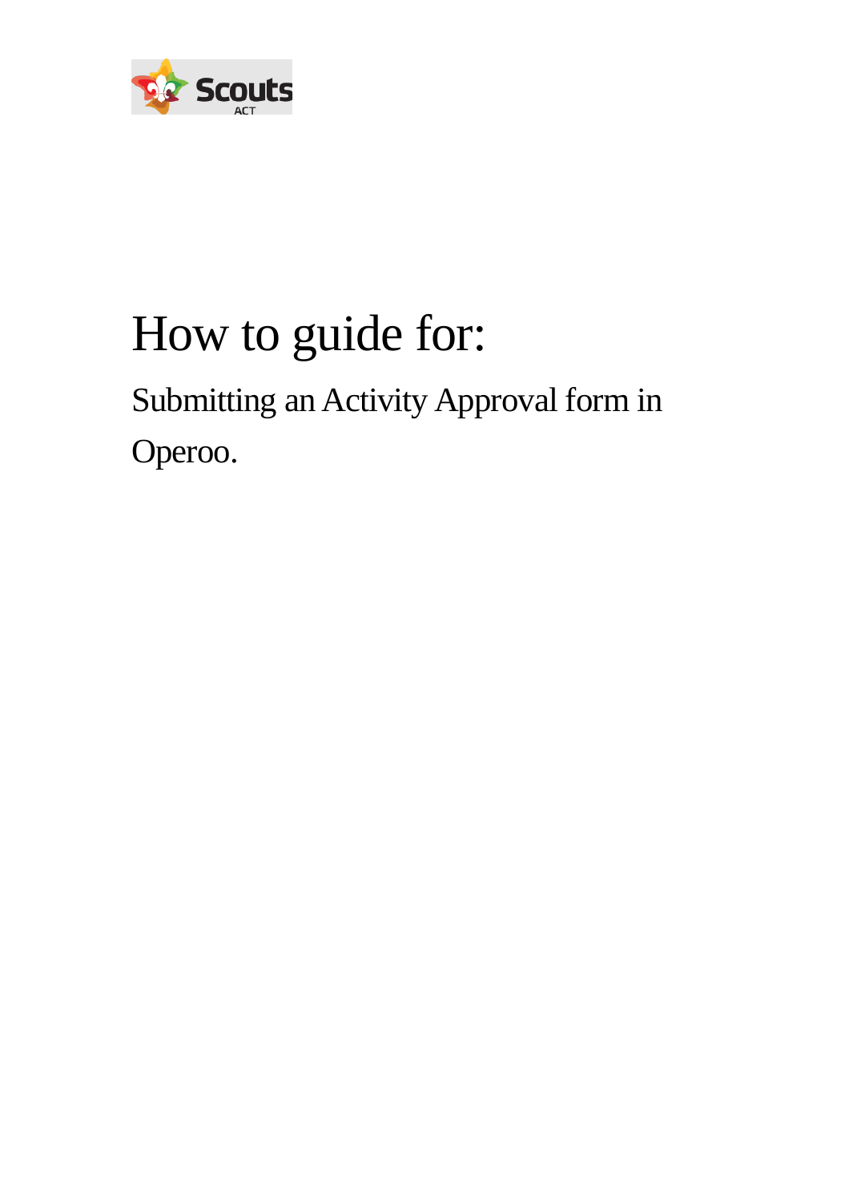# How to guide for:

## Submitting an Activity Approval form in Operoo.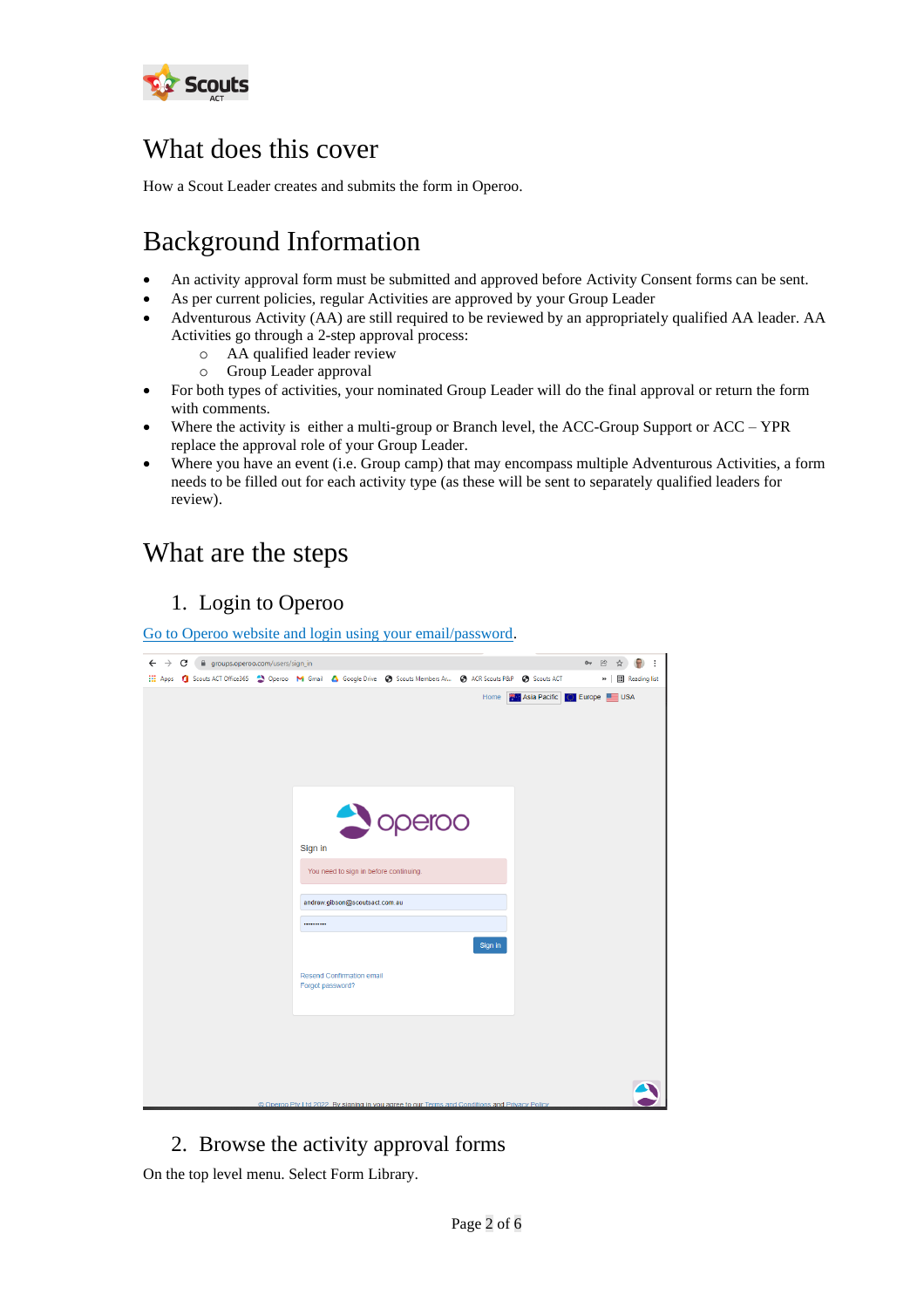# What does this cover

How a Scout Leader creates and submits the form in Operoo.

# Background Information

- An activity approval form must be submitted and approved before Activity Consent forms can be sent.
- As per current policies, regular Activities are approved by your Group Leader
- Adventurous Activity (AA) are still required to be reviewed by an appropriately qualified AA leader. AA Activities go through a 2-step approval process:
  - AA qualified leader review
  - Group Leader approval
- For both types of activities, your nominated Group Leader will do the final approval or return the form with comments.
- Where the activity is either a multi-group or Branch level, the ACC-Group Support or ACC – YPR replace the approval role of your Group Leader.
- Where you have an event (i.e. Group camp) that may encompass multiple Adventurous Activities, a form needs to be filled out for each activity type (as these will be sent to separately qualified leaders for review).

# What are the steps

## 1. Login to Operoo

[Go to Operoo website and login using your email/password](https://groups.operoo.com/users/sign_in).

## 2. Browse the activity approval forms

On the top level menu. Select Form Library.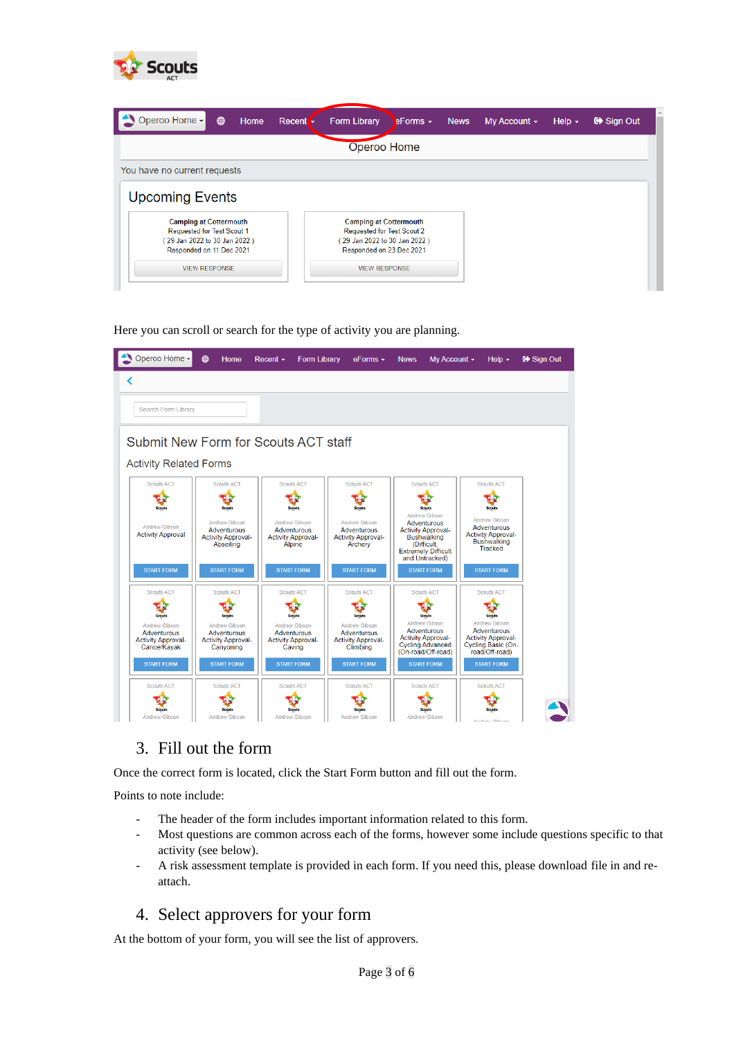Here you can scroll or search for the type of activity you are planning.

## 3. Fill out the form

Once the correct form is located, click the Start Form button and fill out the form.

Points to note include:

- The header of the form includes important information related to this form.
- Most questions are common across each of the forms, however some include questions specific to that activity (see below).
- A risk assessment template is provided in each form. If you need this, please download file in and re-attach.

## 4. Select approvers for your form

At the bottom of your form, you will see the list of approvers.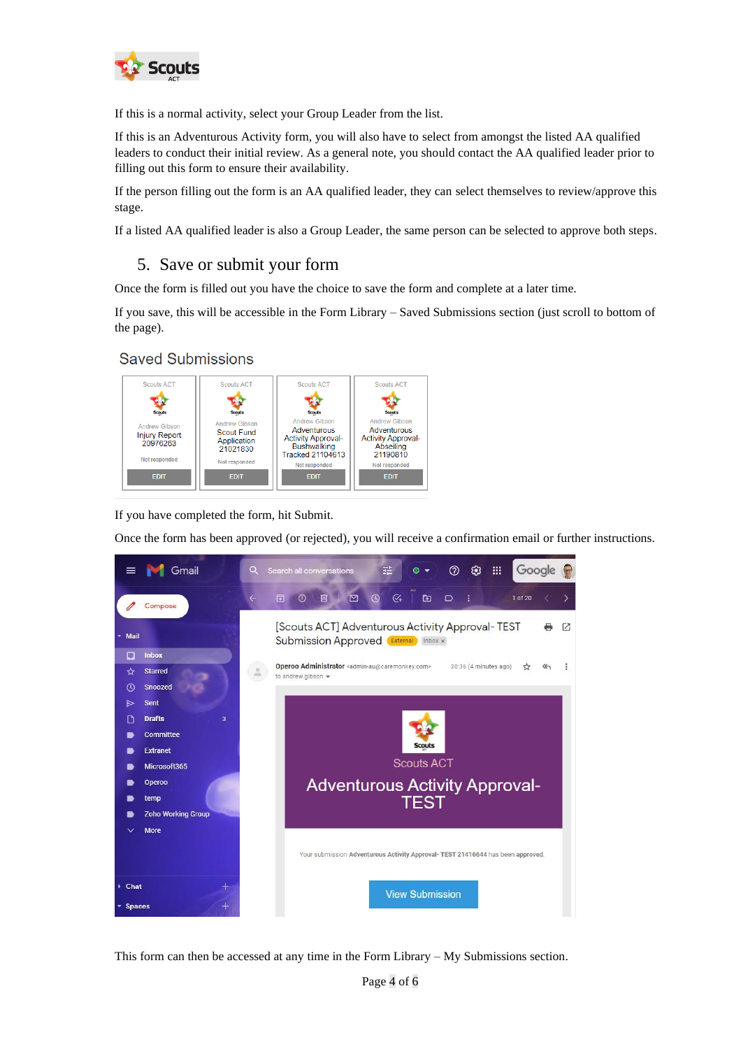If this is a normal activity, select your Group Leader from the list.

If this is an Adventurous Activity form, you will also have to select from amongst the listed AA qualified leaders to conduct their initial review. As a general note, you should contact the AA qualified leader prior to filling out this form to ensure their availability.

If the person filling out the form is an AA qualified leader, they can select themselves to review/approve this stage.

If a listed AA qualified leader is also a Group Leader, the same person can be selected to approve both steps.

## 5. Save or submit your form

Once the form is filled out you have the choice to save the form and complete at a later time.

If you save, this will be accessible in the Form Library – Saved Submissions section (just scroll to bottom of the page).

If you have completed the form, hit Submit.

Once the form has been approved (or rejected), you will receive a confirmation email or further instructions.

This form can then be accessed at any time in the Form Library – My Submissions section.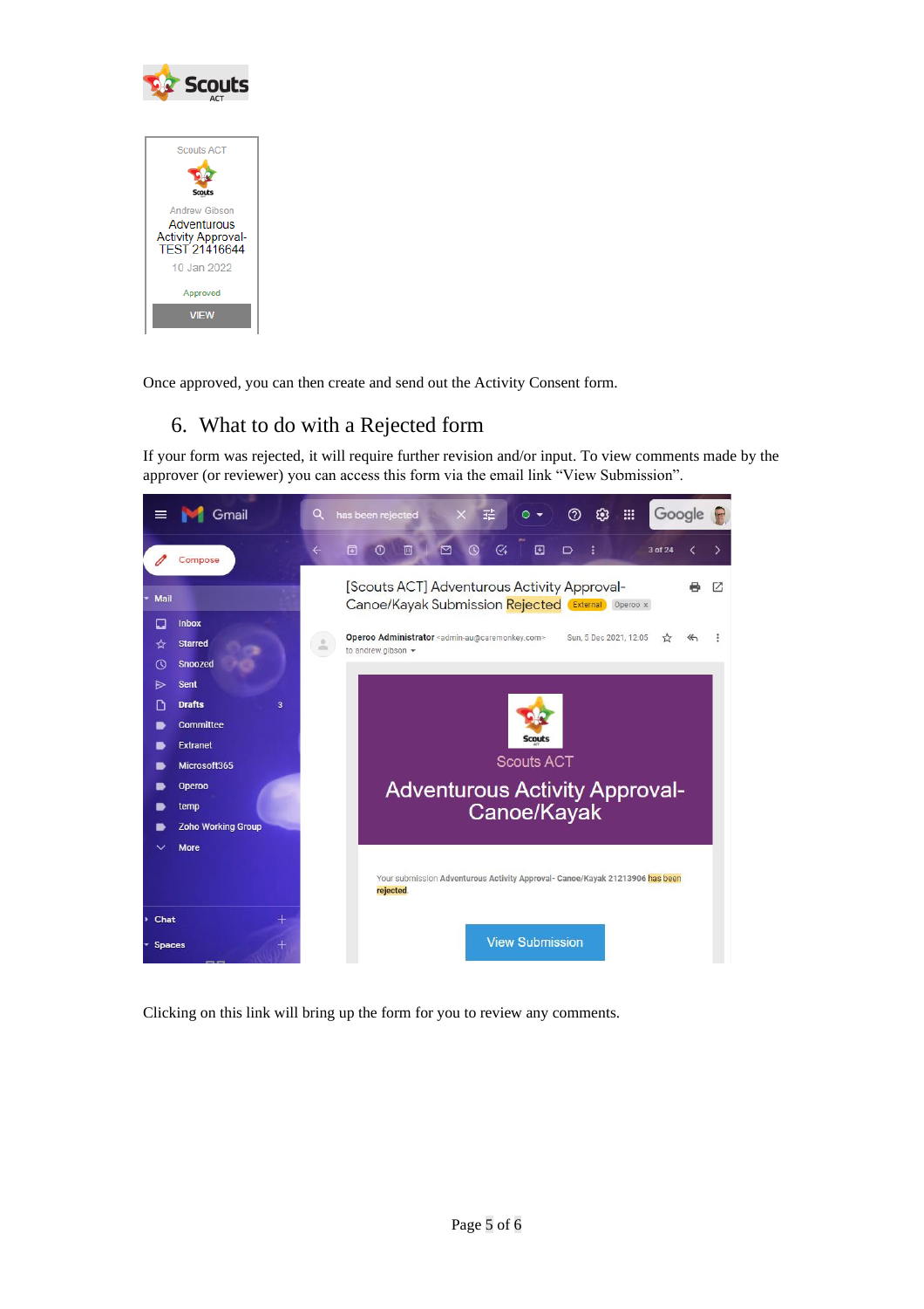Once approved, you can then create and send out the Activity Consent form.

## 6. What to do with a Rejected form

If your form was rejected, it will require further revision and/or input. To view comments made by the approver (or reviewer) you can access this form via the email link "View Submission".

Clicking on this link will bring up the form for you to review any comments.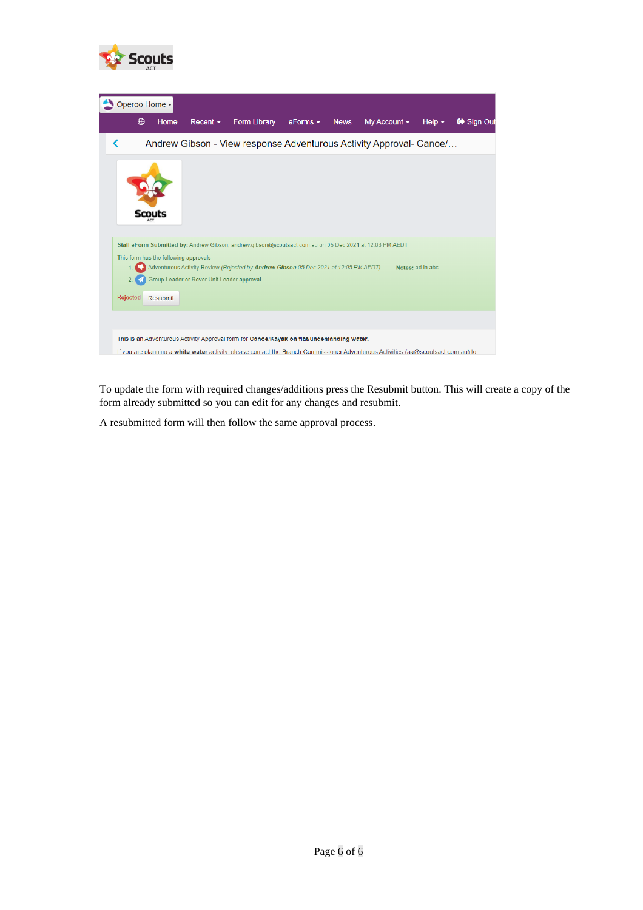To update the form with required changes/additions press the Resubmit button. This will create a copy of the form already submitted so you can edit for any changes and resubmit.

A resubmitted form will then follow the same approval process.